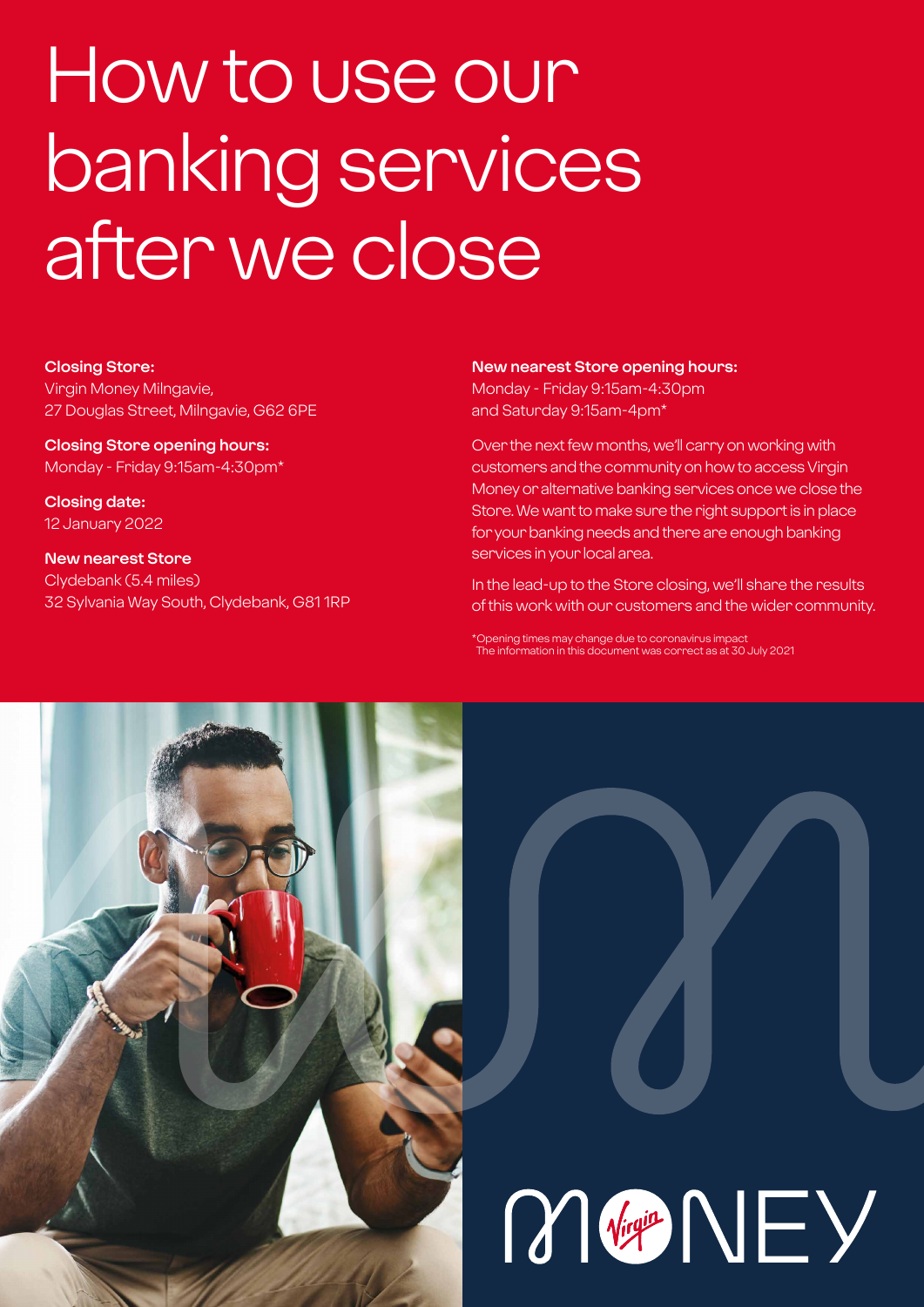# How to use our banking services after we close

**Closing Store:**
Virgin Money Milngavie,
27 Douglas Street, Milngavie, G62 6PE

**Closing Store opening hours:**
Monday - Friday 9:15am-4:30pm*

**Closing date:**
12 January 2022

**New nearest Store**
Clydebank (5.4 miles)
32 Sylvania Way South, Clydebank, G81 1RP

**New nearest Store opening hours:**
Monday - Friday 9:15am-4:30pm
and Saturday 9:15am-4pm*

Over the next few months, we'll carry on working with customers and the community on how to access Virgin Money or alternative banking services once we close the Store. We want to make sure the right support is in place for your banking needs and there are enough banking services in your local area.

In the lead-up to the Store closing, we'll share the results of this work with our customers and the wider community.

*Opening times may change due to coronavirus impact
The information in this document was correct as at 30 July 2021

MONEY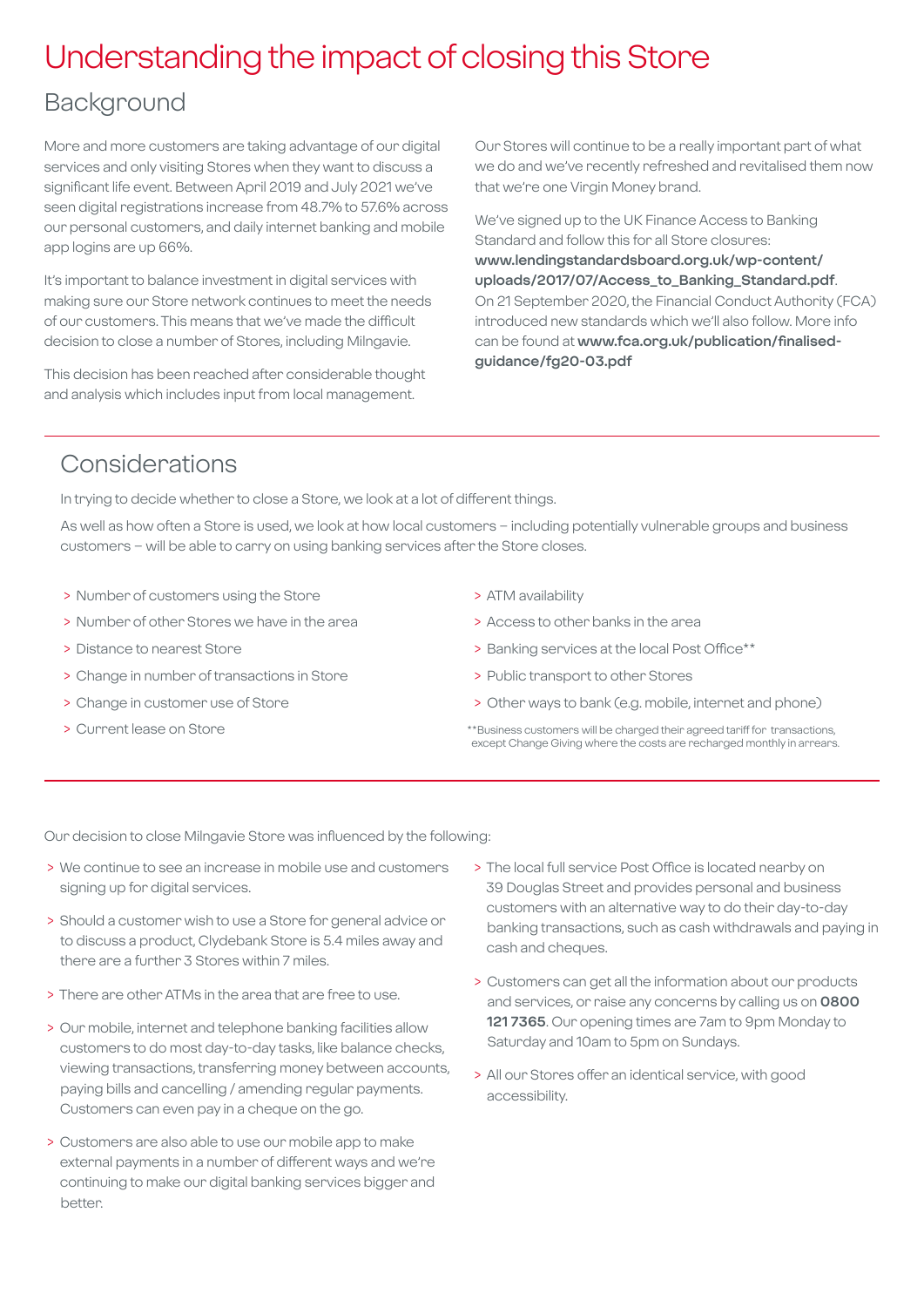# Understanding the impact of closing this Store

## Background

More and more customers are taking advantage of our digital services and only visiting Stores when they want to discuss a significant life event. Between April 2019 and July 2021 we've seen digital registrations increase from 48.7% to 57.6% across our personal customers, and daily internet banking and mobile app logins are up 66%.

It's important to balance investment in digital services with making sure our Store network continues to meet the needs of our customers. This means that we've made the difficult decision to close a number of Stores, including Milngavie.

This decision has been reached after considerable thought and analysis which includes input from local management.

Our Stores will continue to be a really important part of what we do and we've recently refreshed and revitalised them now that we're one Virgin Money brand.

We've signed up to the UK Finance Access to Banking Standard and follow this for all Store closures: **www.lendingstandardsboard.org.uk/wp-content/uploads/2017/07/Access_to_Banking_Standard.pdf**. On 21 September 2020, the Financial Conduct Authority (FCA) introduced new standards which we'll also follow. More info can be found at **www.fca.org.uk/publication/finalised-guidance/fg20-03.pdf**

## Considerations

In trying to decide whether to close a Store, we look at a lot of different things.

As well as how often a Store is used, we look at how local customers – including potentially vulnerable groups and business customers – will be able to carry on using banking services after the Store closes.

- Number of customers using the Store
- Number of other Stores we have in the area
- Distance to nearest Store
- Change in number of transactions in Store
- Change in customer use of Store
- Current lease on Store
- ATM availability
- Access to other banks in the area
- Banking services at the local Post Office**
- Public transport to other Stores
- Other ways to bank (e.g. mobile, internet and phone)

**Business customers will be charged their agreed tariff for transactions, except Change Giving where the costs are recharged monthly in arrears.

Our decision to close Milngavie Store was influenced by the following:

- We continue to see an increase in mobile use and customers signing up for digital services.
- Should a customer wish to use a Store for general advice or to discuss a product, Clydebank Store is 5.4 miles away and there are a further 3 Stores within 7 miles.
- There are other ATMs in the area that are free to use.
- Our mobile, internet and telephone banking facilities allow customers to do most day-to-day tasks, like balance checks, viewing transactions, transferring money between accounts, paying bills and cancelling / amending regular payments. Customers can even pay in a cheque on the go.
- Customers are also able to use our mobile app to make external payments in a number of different ways and we're continuing to make our digital banking services bigger and better.
- The local full service Post Office is located nearby on 39 Douglas Street and provides personal and business customers with an alternative way to do their day-to-day banking transactions, such as cash withdrawals and paying in cash and cheques.
- Customers can get all the information about our products and services, or raise any concerns by calling us on **0800 121 7365**. Our opening times are 7am to 9pm Monday to Saturday and 10am to 5pm on Sundays.
- All our Stores offer an identical service, with good accessibility.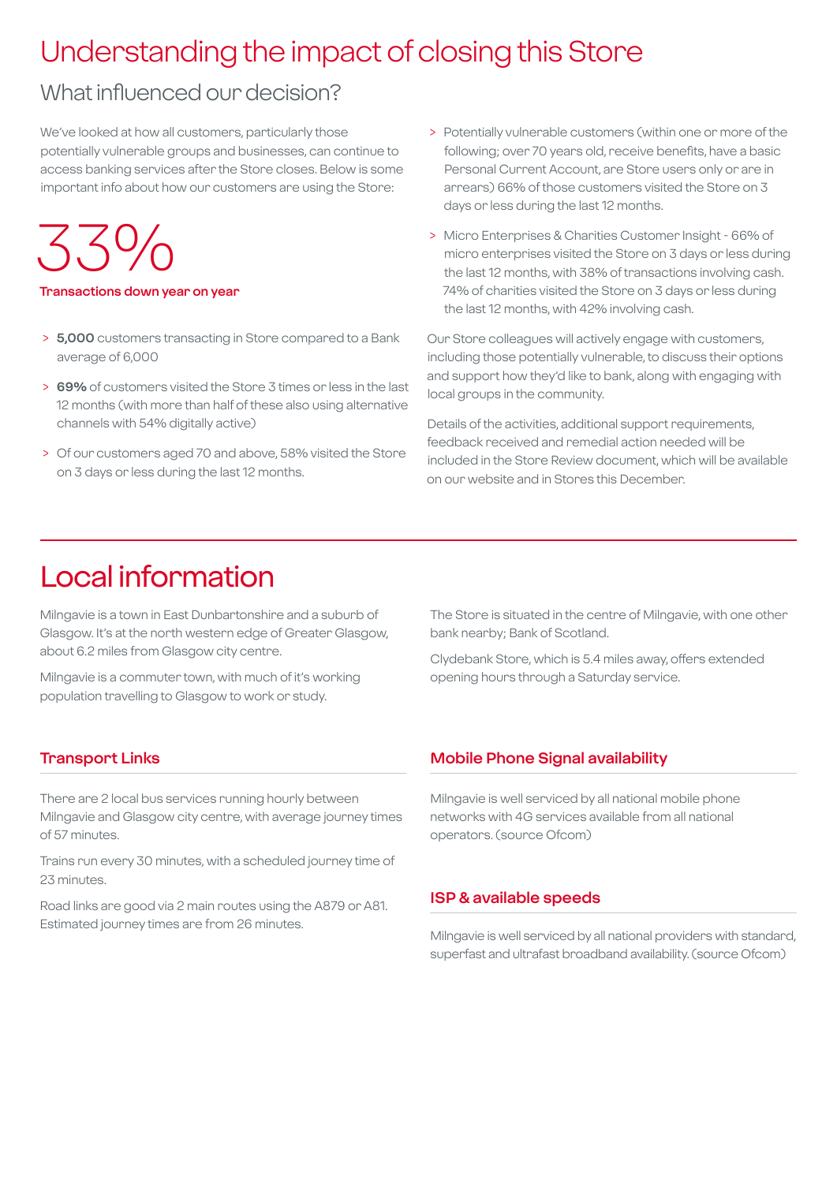# Understanding the impact of closing this Store

## What influenced our decision?

We've looked at how all customers, particularly those potentially vulnerable groups and businesses, can continue to access banking services after the Store closes. Below is some important info about how our customers are using the Store:

33%

**Transactions down year on year**

- **5,000** customers transacting in Store compared to a Bank average of 6,000
- **69%** of customers visited the Store 3 times or less in the last 12 months (with more than half of these also using alternative channels with 54% digitally active)
- Of our customers aged 70 and above, 58% visited the Store on 3 days or less during the last 12 months.
- Potentially vulnerable customers (within one or more of the following; over 70 years old, receive benefits, have a basic Personal Current Account, are Store users only or are in arrears) 66% of those customers visited the Store on 3 days or less during the last 12 months.
- Micro Enterprises & Charities Customer Insight - 66% of micro enterprises visited the Store on 3 days or less during the last 12 months, with 38% of transactions involving cash. 74% of charities visited the Store on 3 days or less during the last 12 months, with 42% involving cash.

Our Store colleagues will actively engage with customers, including those potentially vulnerable, to discuss their options and support how they'd like to bank, along with engaging with local groups in the community.

Details of the activities, additional support requirements, feedback received and remedial action needed will be included in the Store Review document, which will be available on our website and in Stores this December.

# Local information

Milngavie is a town in East Dunbartonshire and a suburb of Glasgow. It's at the north western edge of Greater Glasgow, about 6.2 miles from Glasgow city centre.

Milngavie is a commuter town, with much of it's working population travelling to Glasgow to work or study.

The Store is situated in the centre of Milngavie, with one other bank nearby; Bank of Scotland.

Clydebank Store, which is 5.4 miles away, offers extended opening hours through a Saturday service.

### Transport Links

There are 2 local bus services running hourly between Milngavie and Glasgow city centre, with average journey times of 57 minutes.

Trains run every 30 minutes, with a scheduled journey time of 23 minutes.

Road links are good via 2 main routes using the A879 or A81. Estimated journey times are from 26 minutes.

### Mobile Phone Signal availability

Milngavie is well serviced by all national mobile phone networks with 4G services available from all national operators. (source Ofcom)

### ISP & available speeds

Milngavie is well serviced by all national providers with standard, superfast and ultrafast broadband availability. (source Ofcom)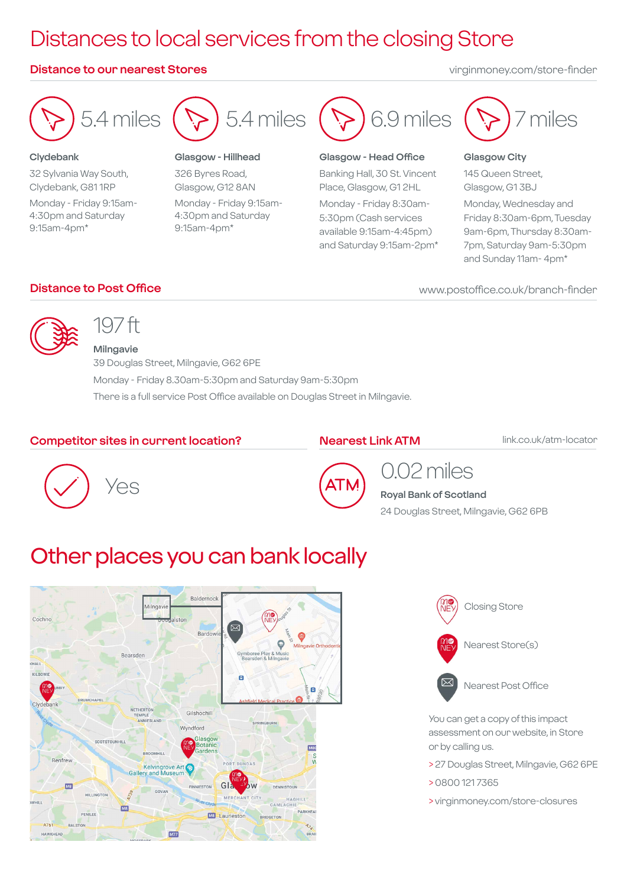# Distances to local services from the closing Store

## Distance to our nearest Stores

virginmoney.com/store-finder

5.4 miles

**Clydebank**

32 Sylvania Way South, Clydebank, G81 1RP

Monday - Friday 9:15am-4:30pm and Saturday 9:15am-4pm*

5.4 miles

**Glasgow - Hillhead**

326 Byres Road, Glasgow, G12 8AN

Monday - Friday 9:15am-4:30pm and Saturday 9:15am-4pm*

6.9 miles

**Glasgow - Head Office**

Banking Hall, 30 St. Vincent Place, Glasgow, G1 2HL

Monday - Friday 8:30am-5:30pm (Cash services available 9:15am-4:45pm) and Saturday 9:15am-2pm*

7 miles

**Glasgow City**

145 Queen Street, Glasgow, G1 3BJ

Monday, Wednesday and Friday 8:30am-6pm, Tuesday 9am-6pm, Thursday 8:30am-7pm, Saturday 9am-5:30pm and Sunday 11am- 4pm*

## Distance to Post Office

www.postoffice.co.uk/branch-finder

197 ft

**Milngavie**

39 Douglas Street, Milngavie, G62 6PE

Monday - Friday 8.30am-5:30pm and Saturday 9am-5:30pm

There is a full service Post Office available on Douglas Street in Milngavie.

## Competitor sites in current location?

Yes

## Nearest Link ATM

link.co.uk/atm-locator

0.02 miles

**Royal Bank of Scotland**

24 Douglas Street, Milngavie, G62 6PB

# Other places you can bank locally

Closing Store

Nearest Store(s)

Nearest Post Office

You can get a copy of this impact assessment on our website, in Store or by calling us.

> 27 Douglas Street, Milngavie, G62 6PE

> 0800 121 7365

> virginmoney.com/store-closures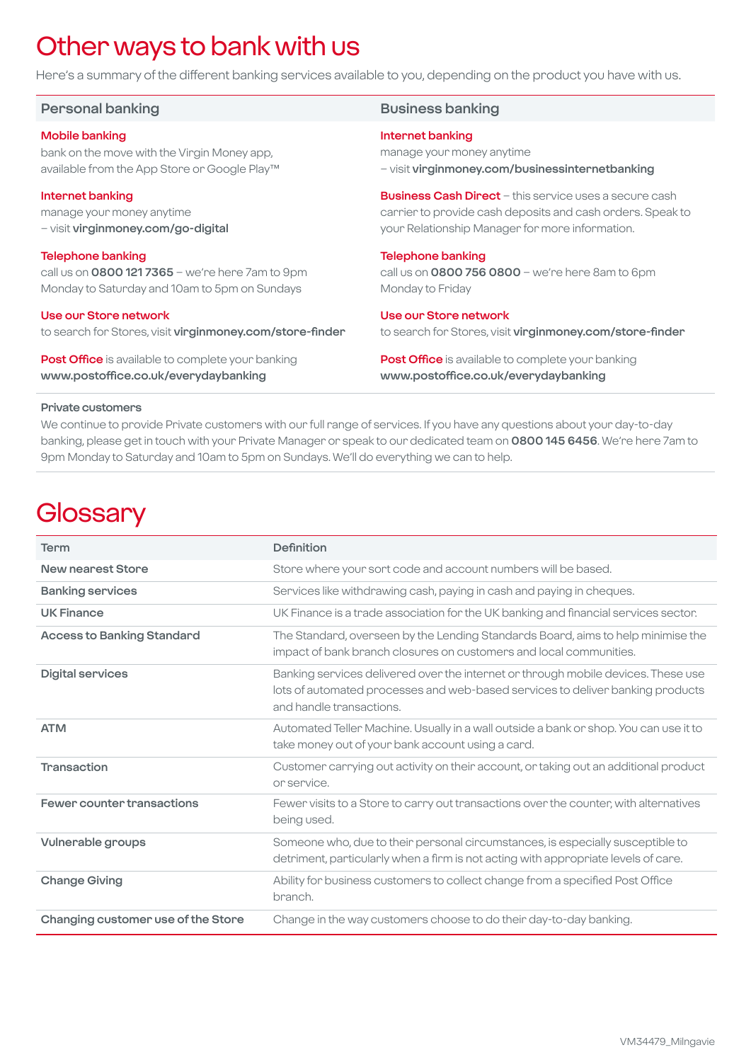# Other ways to bank with us

Here's a summary of the different banking services available to you, depending on the product you have with us.

## Personal banking

**Mobile banking**
bank on the move with the Virgin Money app, available from the App Store or Google Play™

**Internet banking**
manage your money anytime
– visit **virginmoney.com/go-digital**

**Telephone banking**
call us on **0800 121 7365** – we're here 7am to 9pm Monday to Saturday and 10am to 5pm on Sundays

**Use our Store network**
to search for Stores, visit **virginmoney.com/store-finder**

**Post Office** is available to complete your banking
**www.postoffice.co.uk/everydaybanking**

## Business banking

**Internet banking**
manage your money anytime
– visit **virginmoney.com/businessinternetbanking**

**Business Cash Direct** – this service uses a secure cash carrier to provide cash deposits and cash orders. Speak to your Relationship Manager for more information.

**Telephone banking**
call us on **0800 756 0800** – we're here 8am to 6pm Monday to Friday

**Use our Store network**
to search for Stores, visit **virginmoney.com/store-finder**

**Post Office** is available to complete your banking
**www.postoffice.co.uk/everydaybanking**

**Private customers**
We continue to provide Private customers with our full range of services. If you have any questions about your day-to-day banking, please get in touch with your Private Manager or speak to our dedicated team on **0800 145 6456**. We're here 7am to 9pm Monday to Saturday and 10am to 5pm on Sundays. We'll do everything we can to help.

# Glossary

| Term | Definition |
|---|---|
| **New nearest Store** | Store where your sort code and account numbers will be based. |
| **Banking services** | Services like withdrawing cash, paying in cash and paying in cheques. |
| **UK Finance** | UK Finance is a trade association for the UK banking and financial services sector. |
| **Access to Banking Standard** | The Standard, overseen by the Lending Standards Board, aims to help minimise the impact of bank branch closures on customers and local communities. |
| **Digital services** | Banking services delivered over the internet or through mobile devices. These use lots of automated processes and web-based services to deliver banking products and handle transactions. |
| **ATM** | Automated Teller Machine. Usually in a wall outside a bank or shop. You can use it to take money out of your bank account using a card. |
| **Transaction** | Customer carrying out activity on their account, or taking out an additional product or service. |
| **Fewer counter transactions** | Fewer visits to a Store to carry out transactions over the counter, with alternatives being used. |
| **Vulnerable groups** | Someone who, due to their personal circumstances, is especially susceptible to detriment, particularly when a firm is not acting with appropriate levels of care. |
| **Change Giving** | Ability for business customers to collect change from a specified Post Office branch. |
| **Changing customer use of the Store** | Change in the way customers choose to do their day-to-day banking. |

VM34479_Milngavie